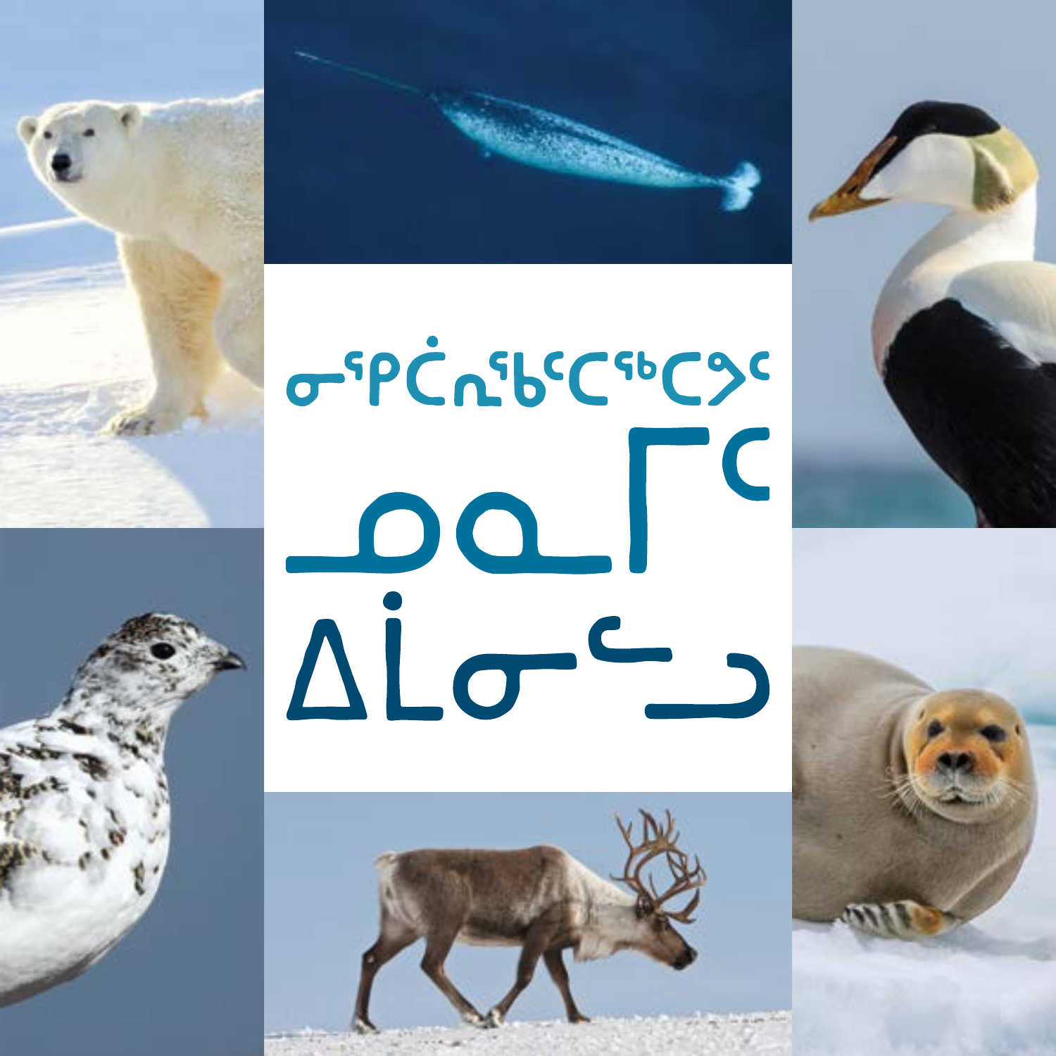# ᓂᕿᑖᕆᖃᑦᑕᖅᑕᕗᑦ

# ᓄᓇᒥᑦ ᐃᒫᓂᒃᓗ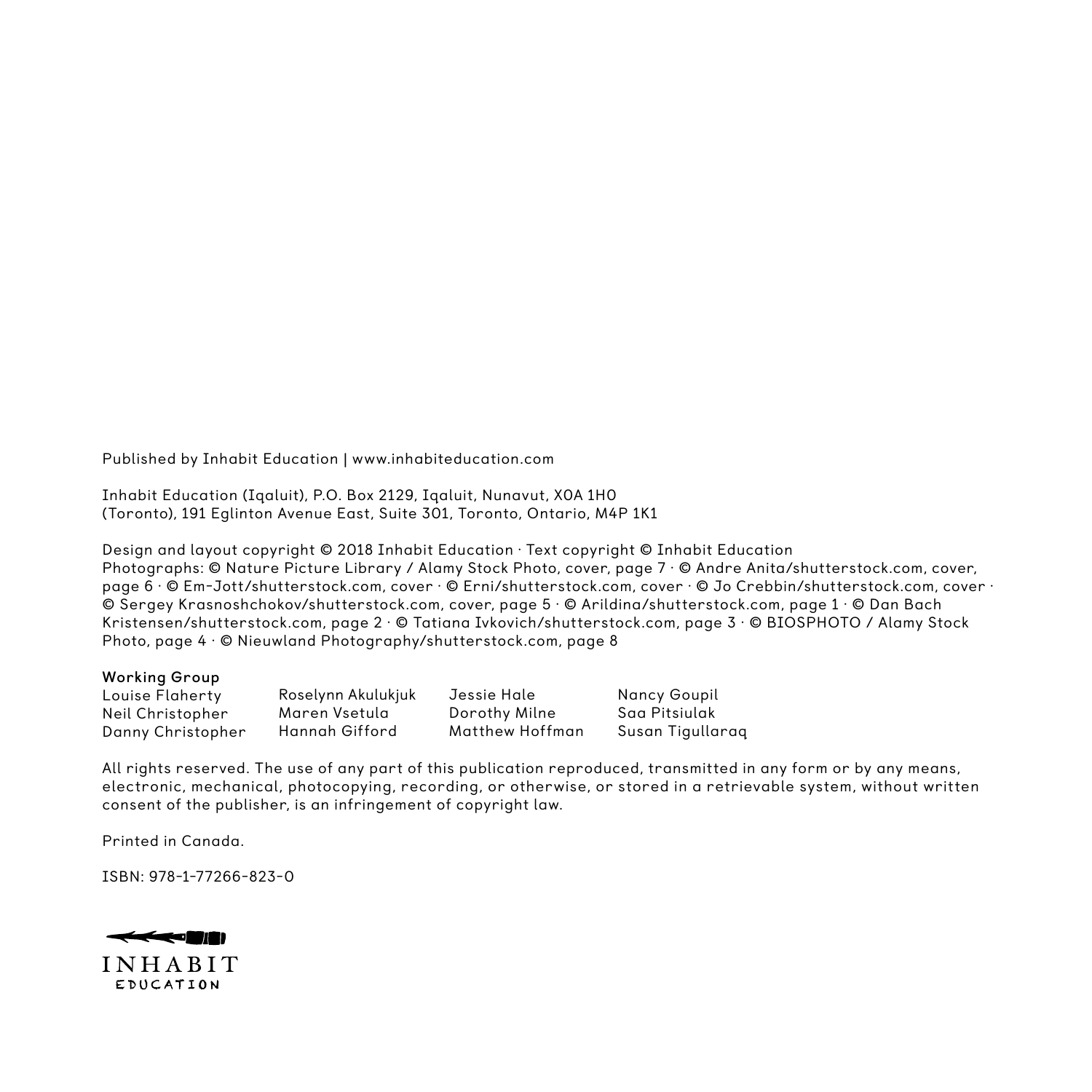Published by Inhabit Education | www.inhabiteducation.com

Inhabit Education (Iqaluit), P.O. Box 2129, Iqaluit, Nunavut, X0A 1H0
(Toronto), 191 Eglinton Avenue East, Suite 301, Toronto, Ontario, M4P 1K1

Design and layout copyright © 2018 Inhabit Education · Text copyright © Inhabit Education
Photographs: © Nature Picture Library / Alamy Stock Photo, cover, page 7 · © Andre Anita/shutterstock.com, cover, page 6 · © Em-Jott/shutterstock.com, cover · © Erni/shutterstock.com, cover · © Jo Crebbin/shutterstock.com, cover · © Sergey Krasnoshchokov/shutterstock.com, cover, page 5 · © Arildina/shutterstock.com, page 1 · © Dan Bach Kristensen/shutterstock.com, page 2 · © Tatiana Ivkovich/shutterstock.com, page 3 · © BIOSPHOTO / Alamy Stock Photo, page 4 · © Nieuwland Photography/shutterstock.com, page 8

**Working Group**

| | | | |
|---|---|---|---|
| Louise Flaherty | Roselynn Akulukjuk | Jessie Hale | Nancy Goupil |
| Neil Christopher | Maren Vsetula | Dorothy Milne | Saa Pitsiulak |
| Danny Christopher | Hannah Gifford | Matthew Hoffman | Susan Tigullaraq |

All rights reserved. The use of any part of this publication reproduced, transmitted in any form or by any means, electronic, mechanical, photocopying, recording, or otherwise, or stored in a retrievable system, without written consent of the publisher, is an infringement of copyright law.

Printed in Canada.

ISBN: 978-1-77266-823-0

INHABIT
EDUCATION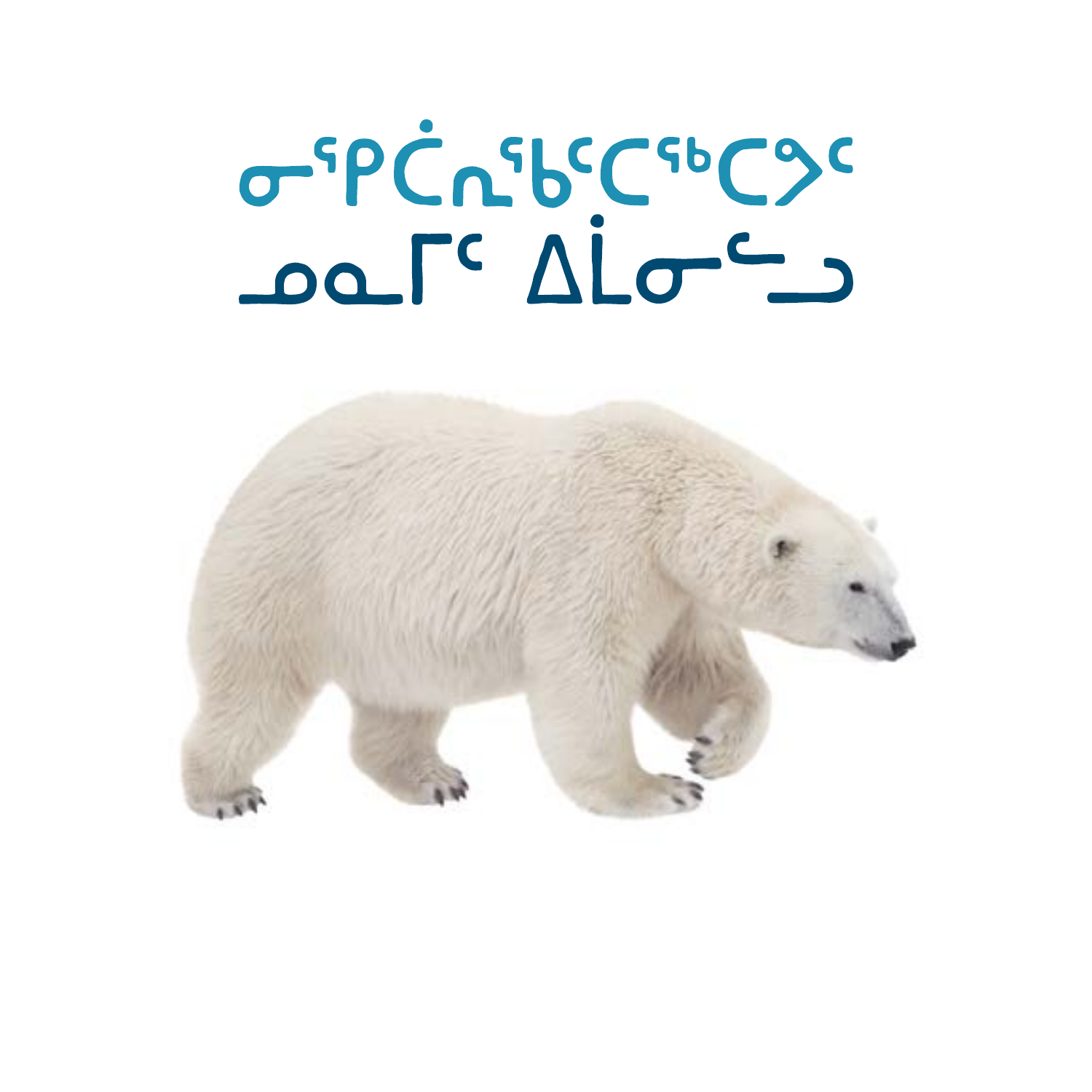# ᓂᕿᑖᕆᖃᑦᑕᖅᑕᑯᑦ

# ᓄᓇᒥᑦ ᐃᒫᓂᖓᓂ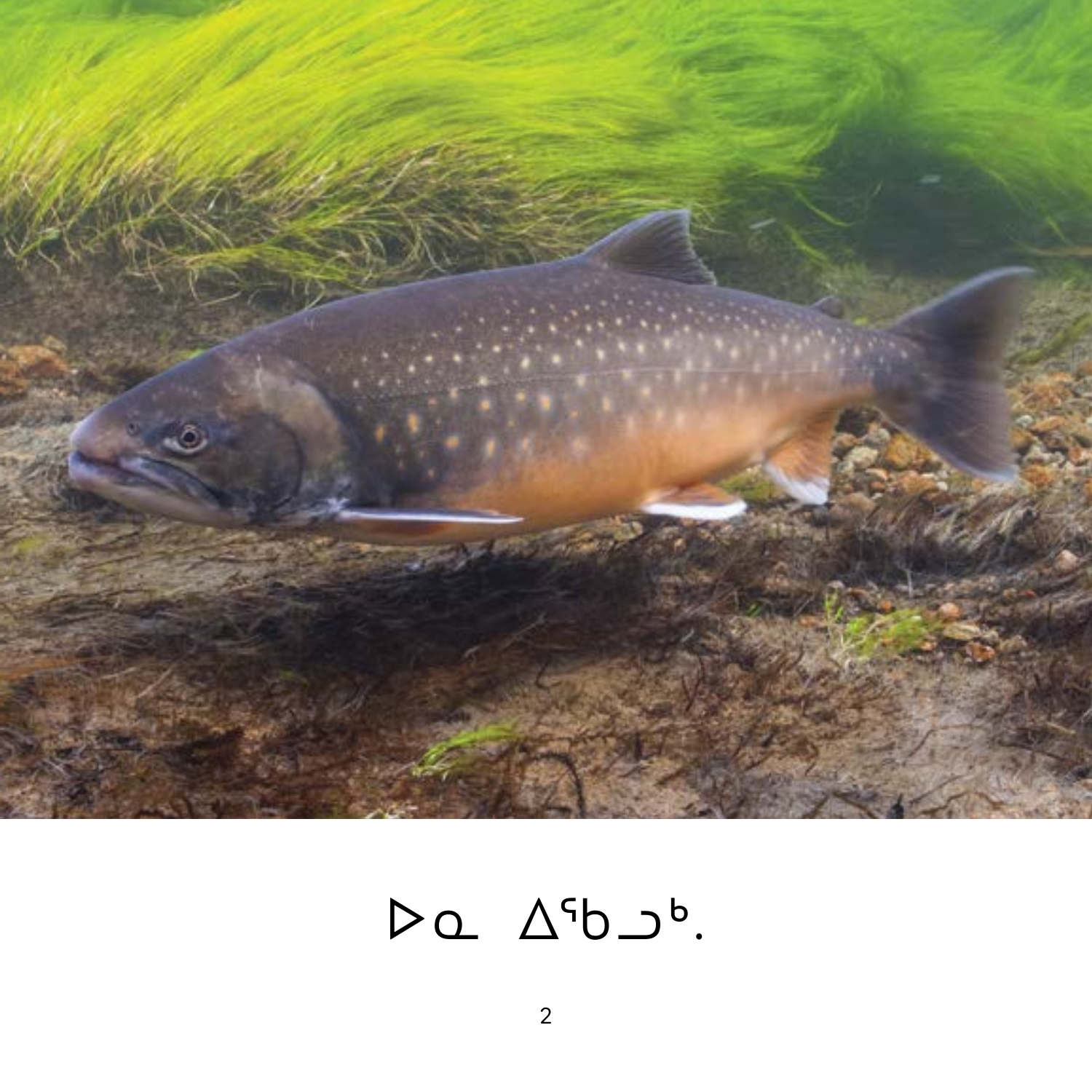ᐅᓇ ᐃᖃᓗᒃ.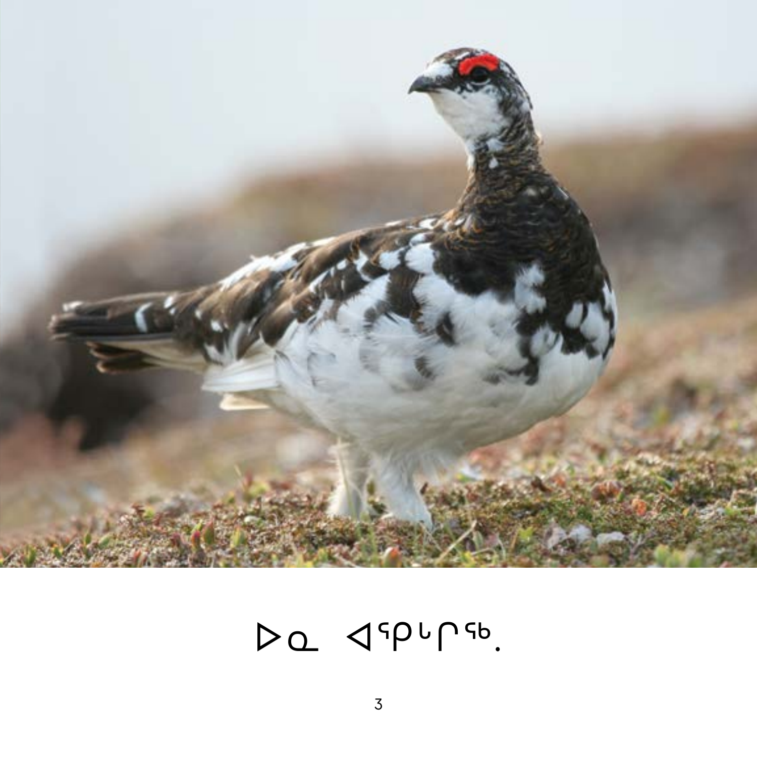ᐅᓇ ᐊᕿᒡᒋᖅ.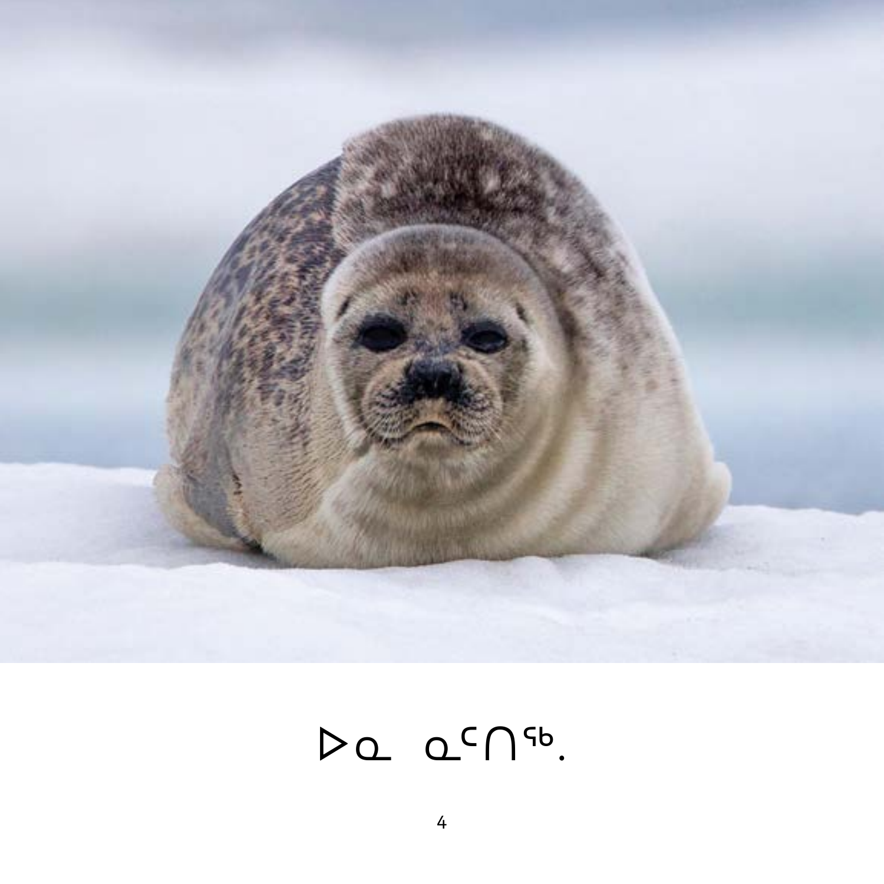ᐅᓇ ᓇᑦᑎᖅ.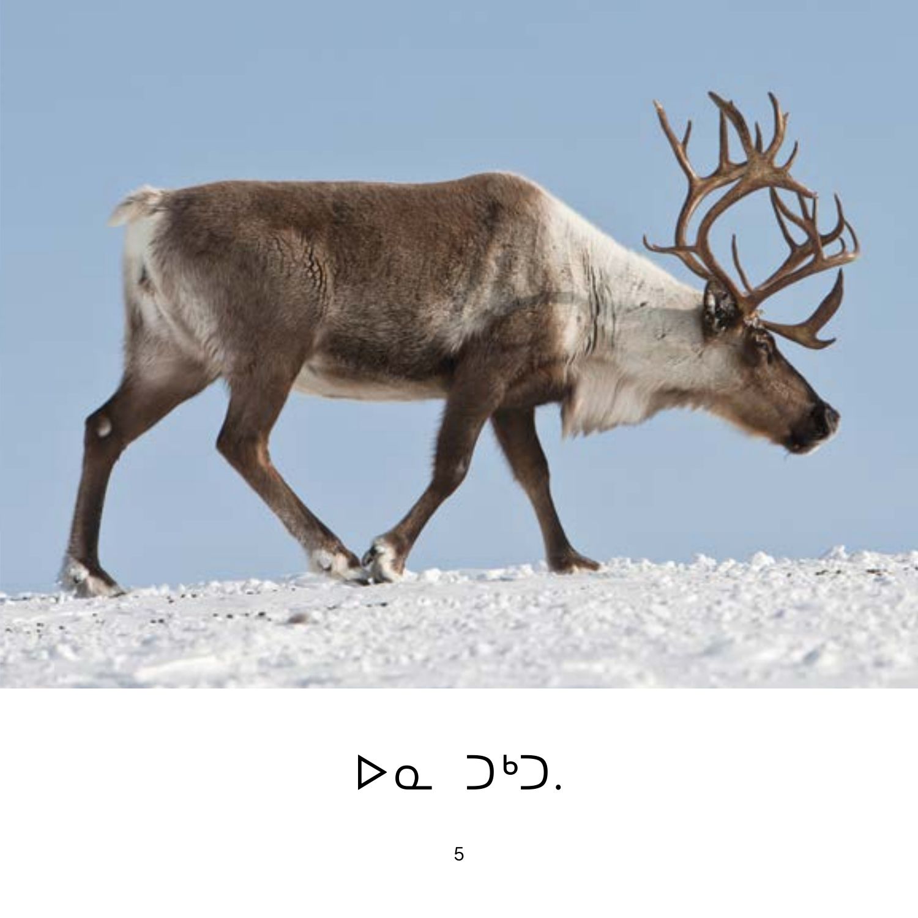ᐅᓇ ᑐᒃᑐ.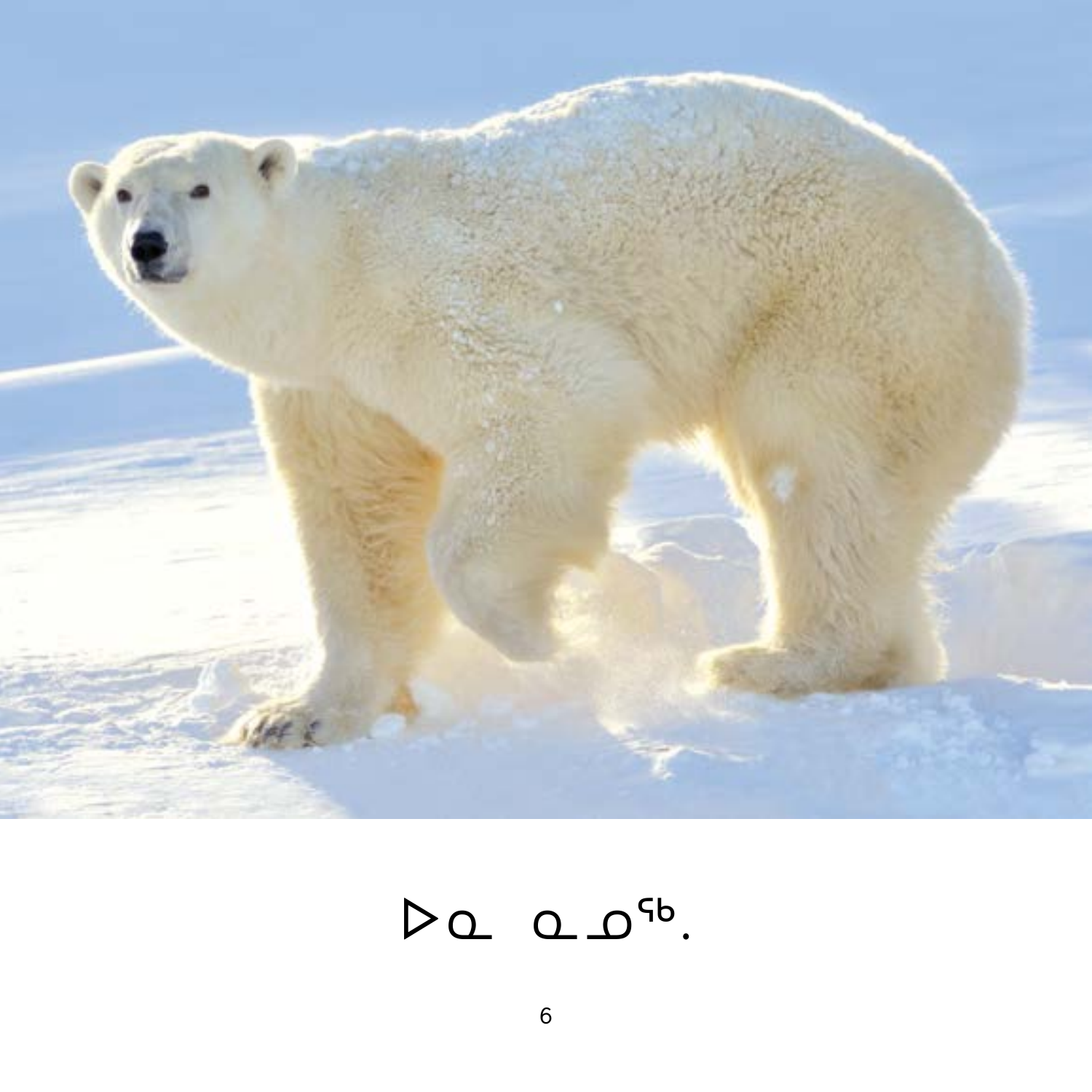ᐅᓇ ᓇᓄᖅ.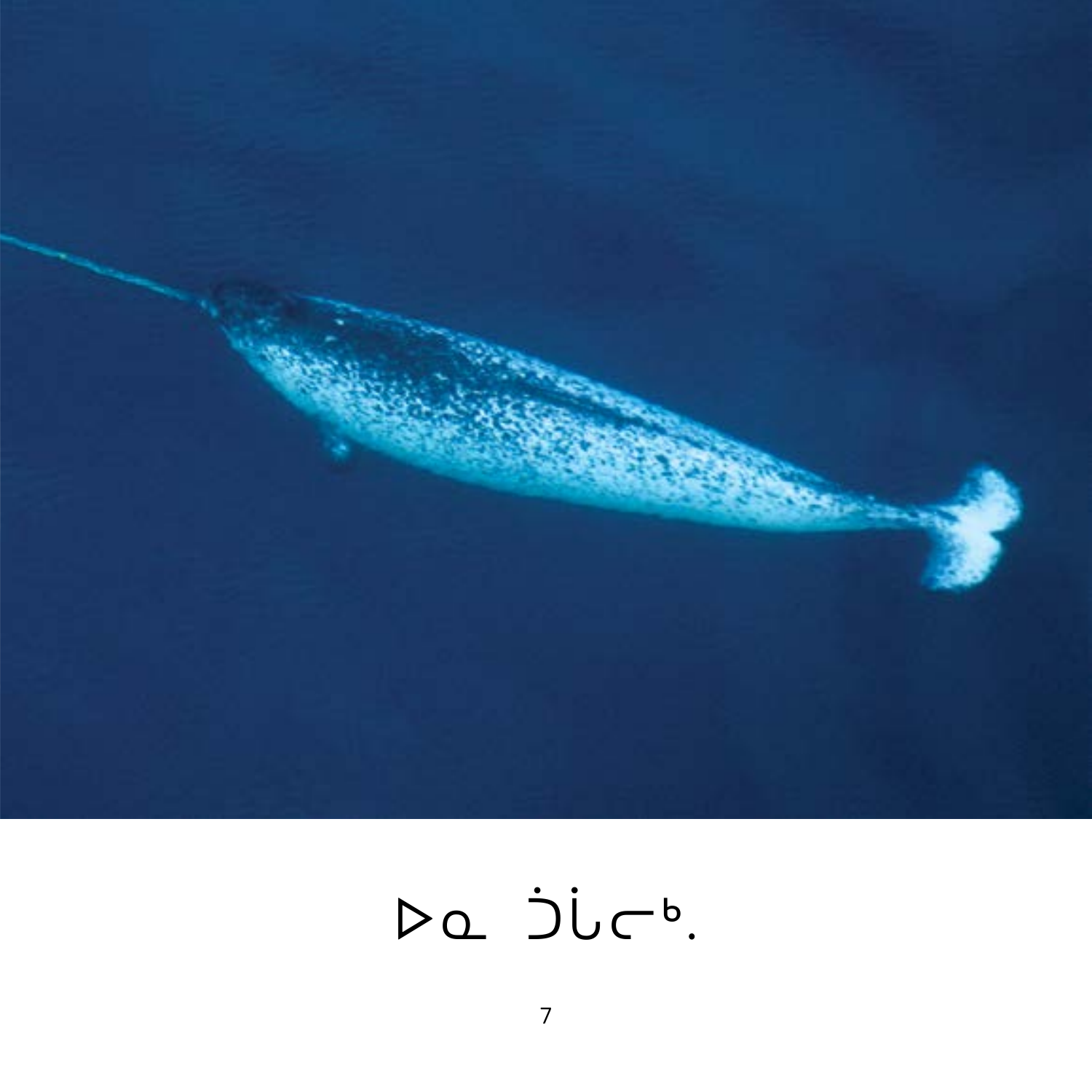ᐅᓇ ᑑᒑᓕᒃ.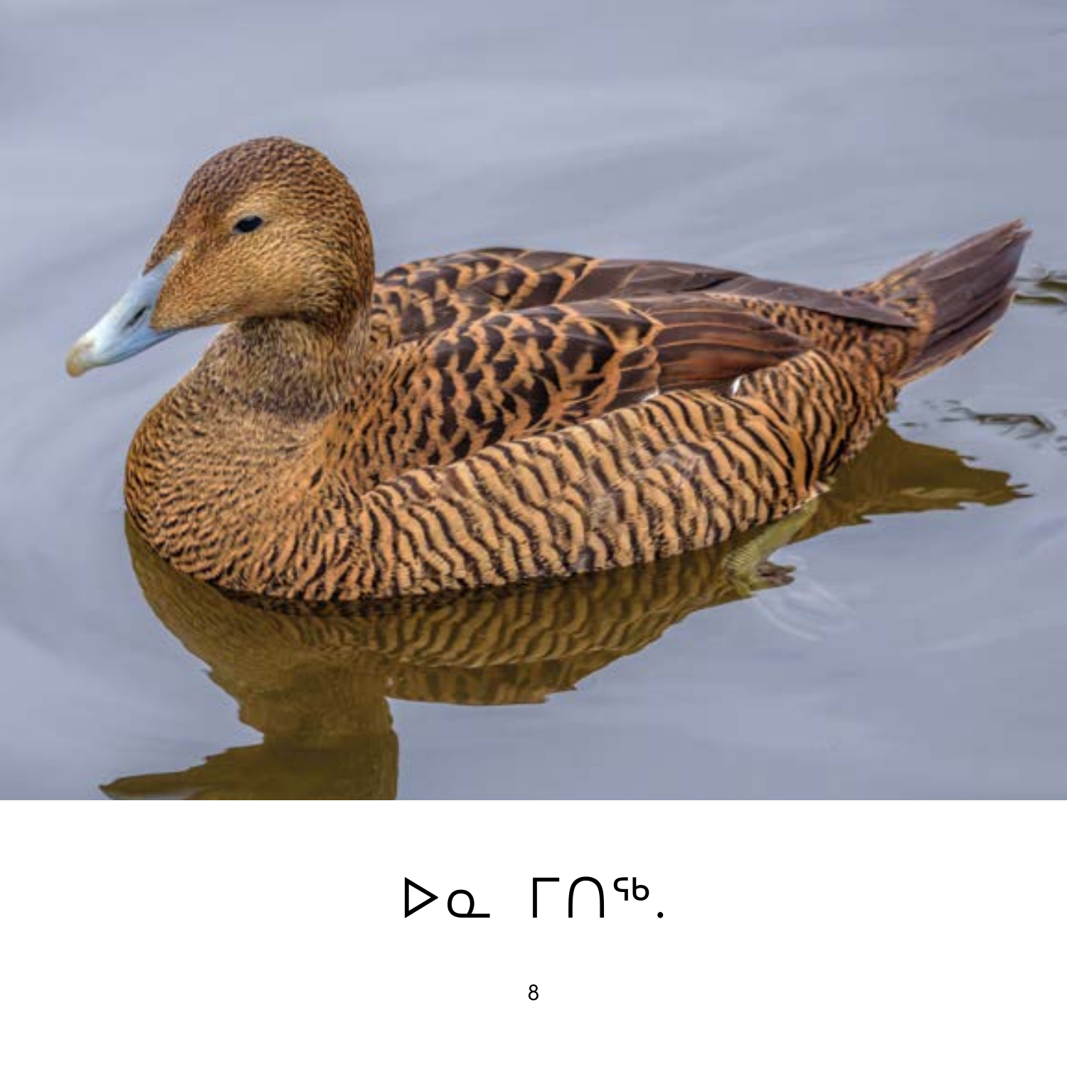ᐅᓇ ᒥᑎᖅ.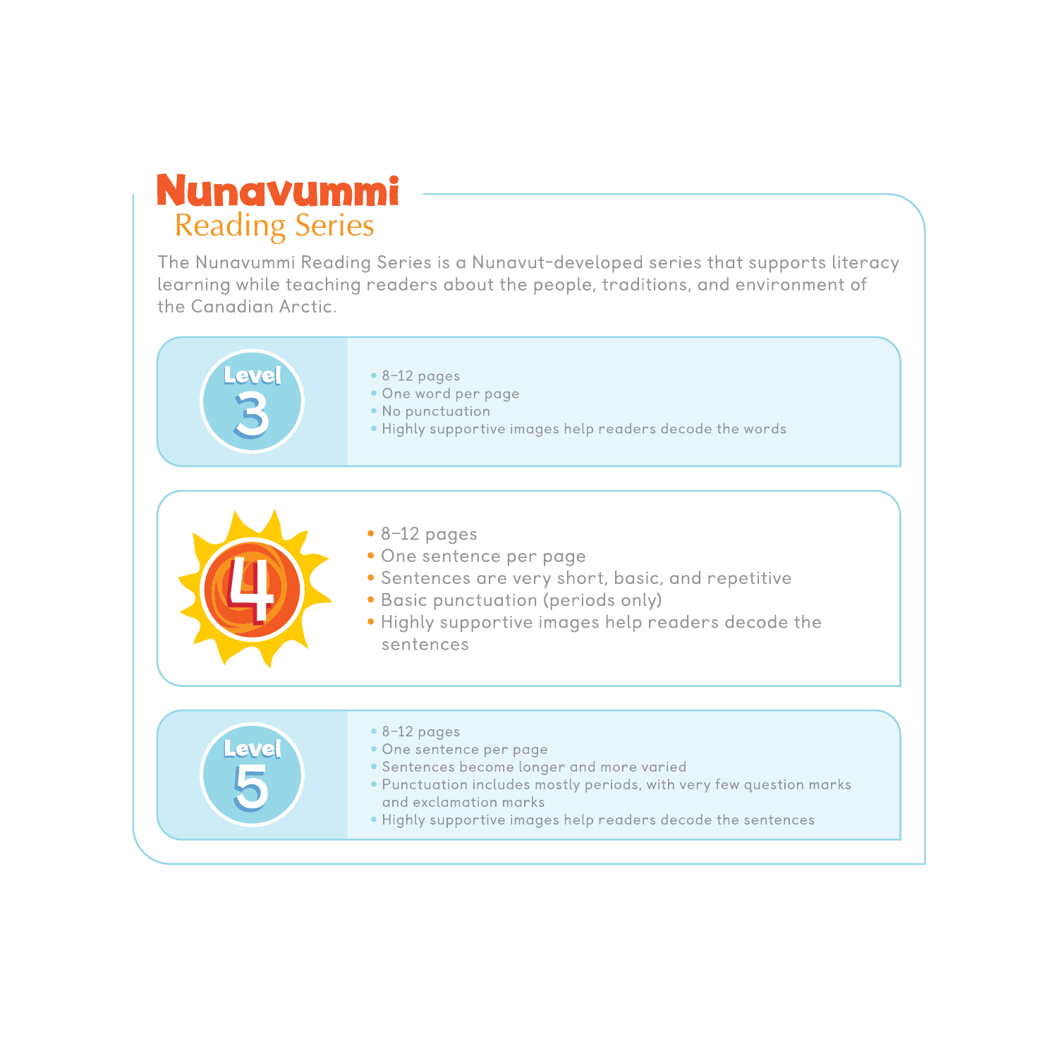# Nunavummi
## Reading Series

The Nunavummi Reading Series is a Nunavut-developed series that supports literacy learning while teaching readers about the people, traditions, and environment of the Canadian Arctic.

### Level 3

- 8–12 pages
- One word per page
- No punctuation
- Highly supportive images help readers decode the words

### Level 4

- 8–12 pages
- One sentence per page
- Sentences are very short, basic, and repetitive
- Basic punctuation (periods only)
- Highly supportive images help readers decode the sentences

### Level 5

- 8–12 pages
- One sentence per page
- Sentences become longer and more varied
- Punctuation includes mostly periods, with very few question marks and exclamation marks
- Highly supportive images help readers decode the sentences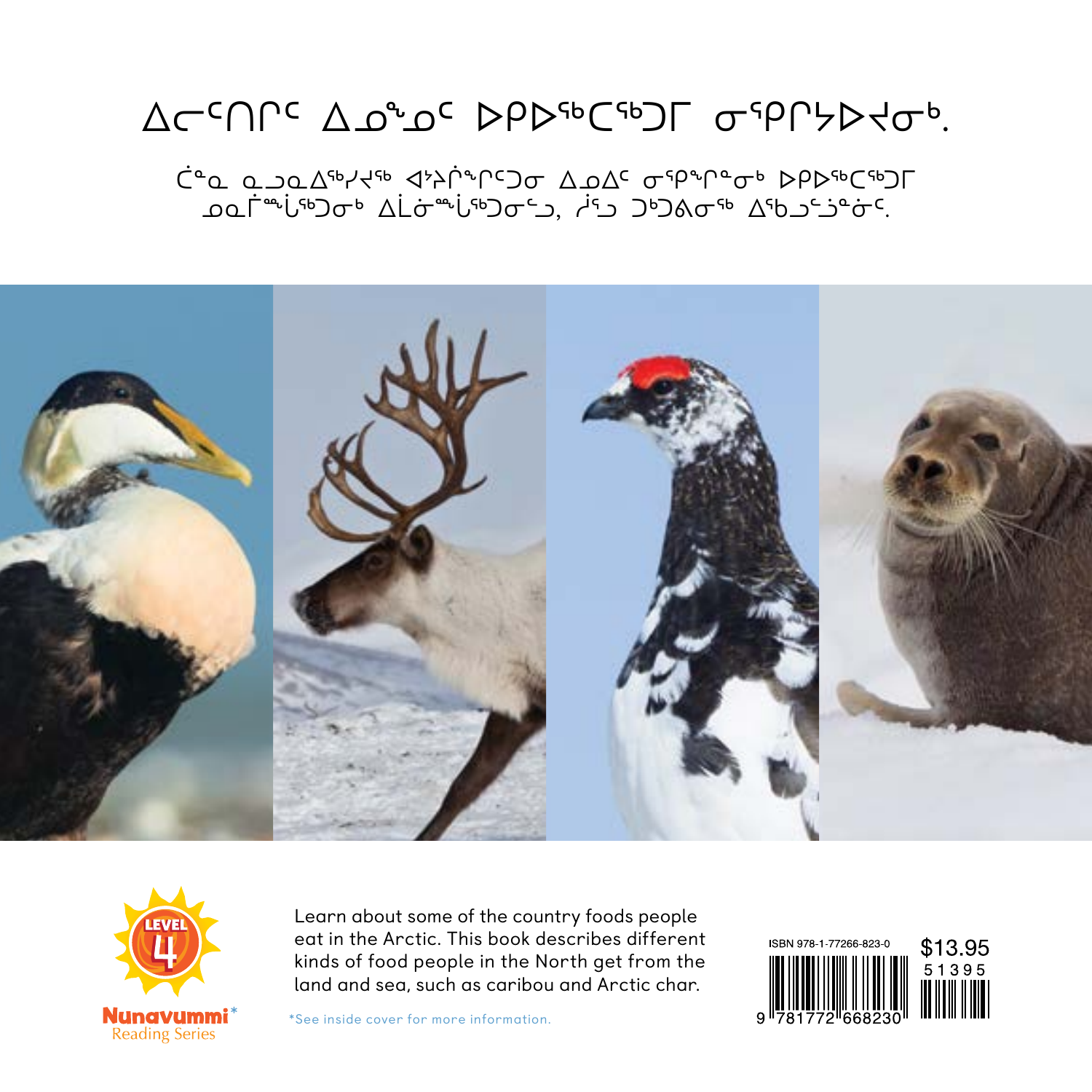# ᐃᓕᑦᑎᑦ ᐃᓄᙵᓂᑦ ᐅᑭᐅᖅᑕᖅᑐᒥ ᓂᕿᑎᓭᐅᐊᓂᒃ.

ᑖᓐᓇ ᓇᓗᓇᐃᖅᓯᐊᖅ ᐊᔾᔨᒋᙱᑦᑐᓂ ᐃᓄᐃᑦ ᓂᕿᖏᓐᓂᒃ ᐅᑭᐅᖅᑕᖅᑐᒥ ᓄᓇᒥᙶᖅᑐᓂᒃ ᐃᒪᕐᒥᙶᖅᑐᓂᑦ, ᓲᖃᐃ ᑐᒃᑐᕕᓂᖅ ᐃᖃᓗᑦᑐᓐᓂᑦ.

Nunavummi* Reading Series

LEVEL 4

Learn about some of the country foods people eat in the Arctic. This book describes different kinds of food people in the North get from the land and sea, such as caribou and Arctic char.

*See inside cover for more information.

ISBN 978-1-77266-823-0

$13.95

51395

9 781772 668230